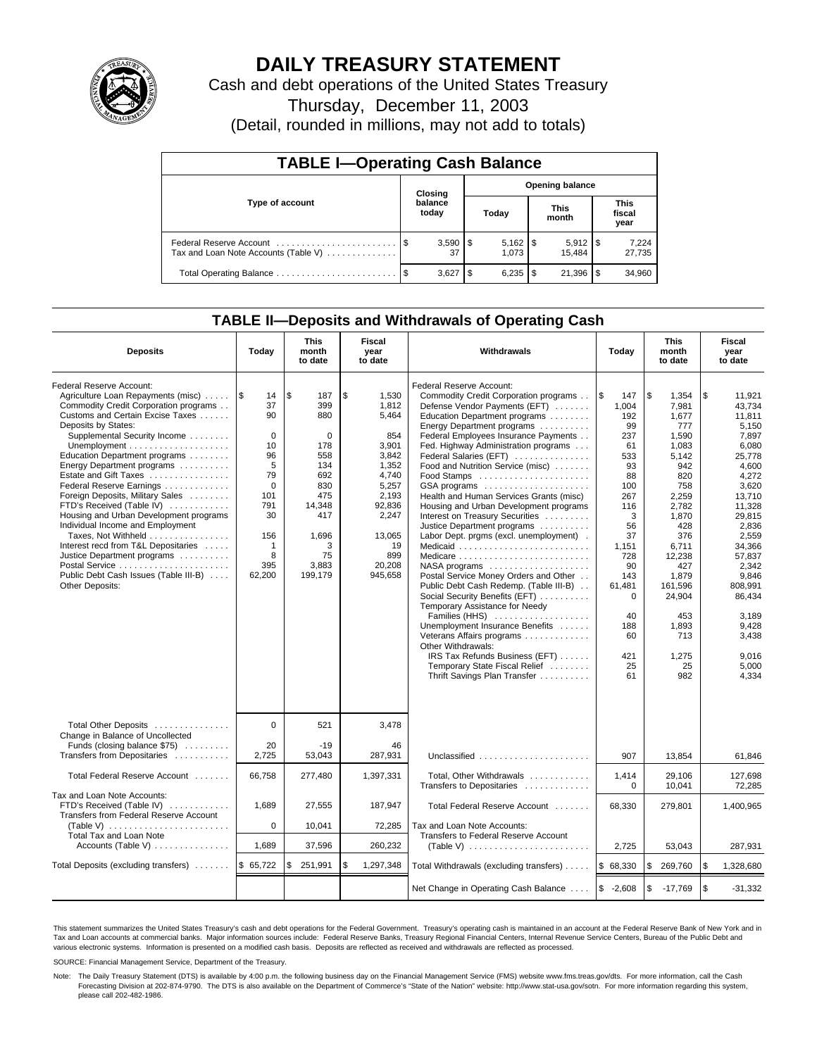# DAILY TREASURY STATEMENT

Cash and debt operations of the United States Treasury

Thursday, December 11, 2003

(Detail, rounded in millions, may not add to totals)

## TABLE I—Operating Cash Balance

| Type of account | Closing balance today | Opening balance Today | Opening balance This month | Opening balance This fiscal year |
|---|---|---|---|---|
| Federal Reserve Account | $ 3,590 | $ 5,162 | $ 5,912 | $ 7,224 |
| Tax and Loan Note Accounts (Table V) | 37 | 1,073 | 15,484 | 27,735 |
| Total Operating Balance | $ 3,627 | $ 6,235 | $ 21,396 | $ 34,960 |

## TABLE II—Deposits and Withdrawals of Operating Cash

| Deposits | Today | This month to date | Fiscal year to date | Withdrawals | Today | This month to date | Fiscal year to date |
|---|---|---|---|---|---|---|---|
| Federal Reserve Account: | | | | Federal Reserve Account: | | | |
| Agriculture Loan Repayments (misc) | $ 14 | $ 187 | $ 1,530 | Commodity Credit Corporation programs | $ 147 | $ 1,354 | $ 11,921 |
| Commodity Credit Corporation programs | 37 | 399 | 1,812 | Defense Vendor Payments (EFT) | 1,004 | 7,981 | 43,734 |
| Customs and Certain Excise Taxes | 90 | 880 | 5,464 | Education Department programs | 192 | 1,677 | 11,811 |
| Deposits by States: | | | | Energy Department programs | 99 | 777 | 5,150 |
| Supplemental Security Income | 0 | 0 | 854 | Federal Employees Insurance Payments | 237 | 1,590 | 7,897 |
| Unemployment | 10 | 178 | 3,901 | Fed. Highway Administration programs | 61 | 1,083 | 6,080 |
| Education Department programs | 96 | 558 | 3,842 | Federal Salaries (EFT) | 533 | 5,142 | 25,778 |
| Energy Department programs | 5 | 134 | 1,352 | Food and Nutrition Service (misc) | 93 | 942 | 4,600 |
| Estate and Gift Taxes | 79 | 692 | 4,740 | Food Stamps | 88 | 820 | 4,272 |
| Federal Reserve Earnings | 0 | 830 | 5,257 | GSA programs | 100 | 758 | 3,620 |
| Foreign Deposits, Military Sales | 101 | 475 | 2,193 | Health and Human Services Grants (misc) | 267 | 2,259 | 13,710 |
| FTD's Received (Table IV) | 791 | 14,348 | 92,836 | Housing and Urban Development programs | 116 | 2,782 | 11,328 |
| Housing and Urban Development programs | 30 | 417 | 2,247 | Interest on Treasury Securities | 3 | 1,870 | 29,815 |
| Individual Income and Employment | | | | Justice Department programs | 56 | 428 | 2,836 |
| Taxes, Not Withheld | 156 | 1,696 | 13,065 | Labor Dept. prgms (excl. unemployment) | 37 | 376 | 2,559 |
| Interest recd from T&L Depositaries | 1 | 3 | 19 | Medicaid | 1,151 | 6,711 | 34,366 |
| Justice Department programs | 8 | 75 | 899 | Medicare | 728 | 12,238 | 57,837 |
| Postal Service | 395 | 3,883 | 20,208 | NASA programs | 90 | 427 | 2,342 |
| Public Debt Cash Issues (Table III-B) | 62,200 | 199,179 | 945,658 | Postal Service Money Orders and Other | 143 | 1,879 | 9,846 |
| Other Deposits: | | | | Public Debt Cash Redemp. (Table III-B) | 61,481 | 161,596 | 808,991 |
| | | | | Social Security Benefits (EFT) | 0 | 24,904 | 86,434 |
| | | | | Temporary Assistance for Needy Families (HHS) | 40 | 453 | 3,189 |
| | | | | Unemployment Insurance Benefits | 188 | 1,893 | 9,428 |
| | | | | Veterans Affairs programs | 60 | 713 | 3,438 |
| | | | | Other Withdrawals: | | | |
| | | | | IRS Tax Refunds Business (EFT) | 421 | 1,275 | 9,016 |
| | | | | Temporary State Fiscal Relief | 25 | 25 | 5,000 |
| | | | | Thrift Savings Plan Transfer | 61 | 982 | 4,334 |
| Total Other Deposits | 0 | 521 | 3,478 | | | | |
| Change in Balance of Uncollected Funds (closing balance $75) | 20 | -19 | 46 | | | | |
| Transfers from Depositaries | 2,725 | 53,043 | 287,931 | Unclassified | 907 | 13,854 | 61,846 |
| Total Federal Reserve Account | 66,758 | 277,480 | 1,397,331 | Total, Other Withdrawals | 1,414 | 29,106 | 127,698 |
| | | | | Transfers to Depositaries | 0 | 10,041 | 72,285 |
| Tax and Loan Note Accounts: | | | | | | | |
| FTD's Received (Table IV) | 1,689 | 27,555 | 187,947 | Total Federal Reserve Account | 68,330 | 279,801 | 1,400,965 |
| Transfers from Federal Reserve Account (Table V) | 0 | 10,041 | 72,285 | Tax and Loan Note Accounts: | | | |
| Total Tax and Loan Note Accounts (Table V) | 1,689 | 37,596 | 260,232 | Transfers to Federal Reserve Account (Table V) | 2,725 | 53,043 | 287,931 |
| Total Deposits (excluding transfers) | $ 65,722 | $ 251,991 | $ 1,297,348 | Total Withdrawals (excluding transfers) | $ 68,330 | $ 269,760 | $ 1,328,680 |
| | | | | Net Change in Operating Cash Balance | $ -2,608 | $ -17,769 | $ -31,332 |

This statement summarizes the United States Treasury's cash and debt operations for the Federal Government. Treasury's operating cash is maintained in an account at the Federal Reserve Bank of New York and in Tax and Loan accounts at commercial banks. Major information sources include: Federal Reserve Banks, Treasury Regional Financial Centers, Internal Revenue Service Centers, Bureau of the Public Debt and various electronic systems. Information is presented on a modified cash basis. Deposits are reflected as received and withdrawals are reflected as processed.

SOURCE: Financial Management Service, Department of the Treasury.

Note: The Daily Treasury Statement (DTS) is available by 4:00 p.m. the following business day on the Financial Management Service (FMS) website www.fms.treas.gov/dts. For more information, call the Cash Forecasting Division at 202-874-9790. The DTS is also available on the Department of Commerce's "State of the Nation" website: http://www.stat-usa.gov/sotn. For more information regarding this system, please call 202-482-1986.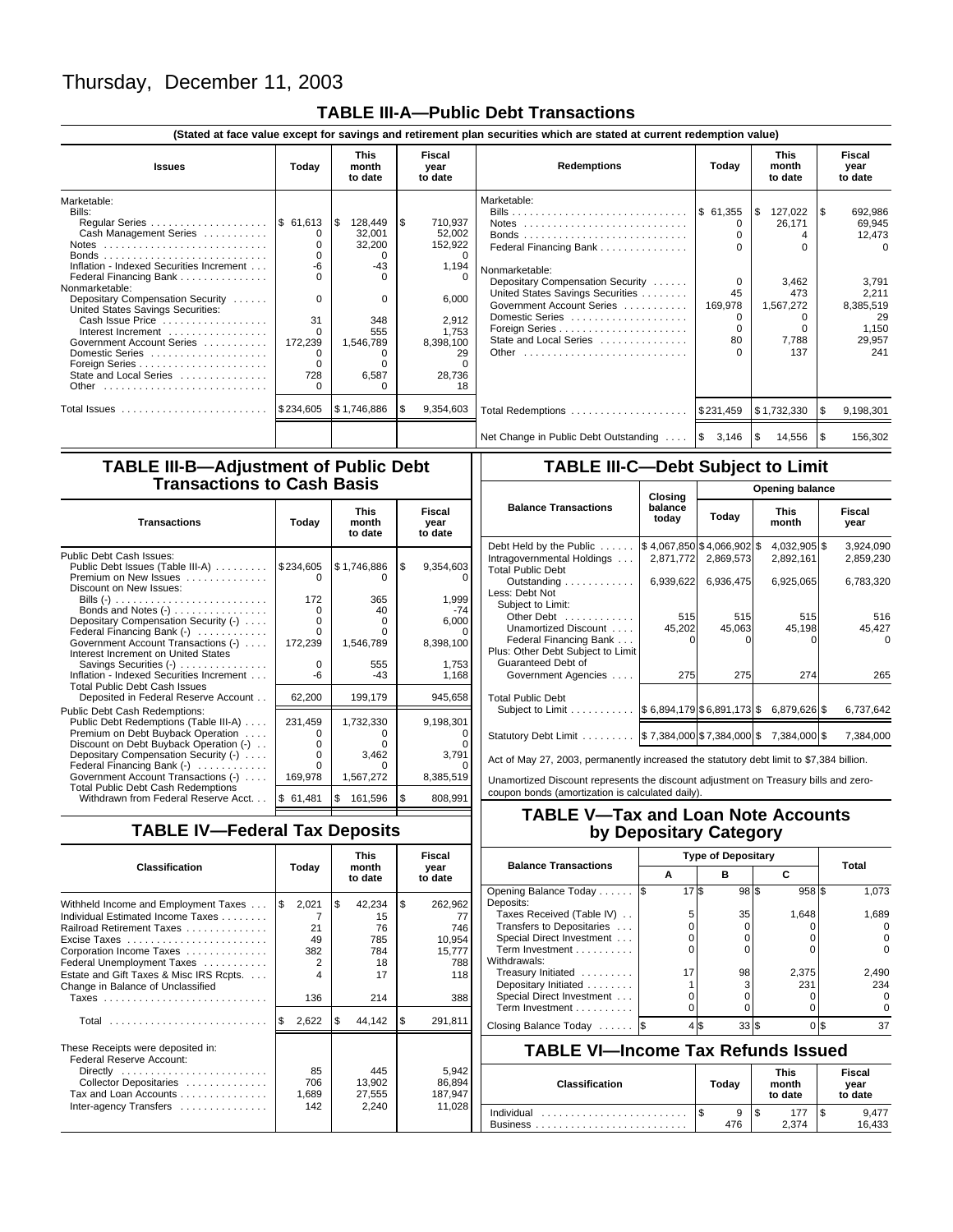# Thursday, December 11, 2003

## TABLE III-A—Public Debt Transactions

(Stated at face value except for savings and retirement plan securities which are stated at current redemption value)

| Issues | Today | This month to date | Fiscal year to date |
|---|---|---|---|
| Marketable: | | | |
| Bills: | | | |
| Regular Series | $ 61,613 | $ 128,449 | $ 710,937 |
| Cash Management Series | 0 | 32,001 | 52,002 |
| Notes | 0 | 32,200 | 152,922 |
| Bonds | 0 | 0 | 0 |
| Inflation - Indexed Securities Increment | -6 | -43 | 1,194 |
| Federal Financing Bank | 0 | 0 | 0 |
| Nonmarketable: | | | |
| Depositary Compensation Security | 0 | 0 | 6,000 |
| United States Savings Securities: | | | |
| Cash Issue Price | 31 | 348 | 2,912 |
| Interest Increment | 0 | 555 | 1,753 |
| Government Account Series | 172,239 | 1,546,789 | 8,398,100 |
| Domestic Series | 0 | 0 | 29 |
| Foreign Series | 0 | 0 | 0 |
| State and Local Series | 728 | 6,587 | 28,736 |
| Other | 0 | 0 | 18 |
| Total Issues | $234,605 | $1,746,886 | $ 9,354,603 |

| Redemptions | Today | This month to date | Fiscal year to date |
|---|---|---|---|
| Marketable: | | | |
| Bills | $ 61,355 | $ 127,022 | $ 692,986 |
| Notes | 0 | 26,171 | 69,945 |
| Bonds | 0 | 4 | 12,473 |
| Federal Financing Bank | 0 | 0 | 0 |
| Nonmarketable: | | | |
| Depositary Compensation Security | 0 | 3,462 | 3,791 |
| United States Savings Securities | 45 | 473 | 2,211 |
| Government Account Series | 169,978 | 1,567,272 | 8,385,519 |
| Domestic Series | 0 | 0 | 29 |
| Foreign Series | 0 | 0 | 1,150 |
| State and Local Series | 80 | 7,788 | 29,957 |
| Other | 0 | 137 | 241 |
| Total Redemptions | $231,459 | $1,732,330 | $ 9,198,301 |
| Net Change in Public Debt Outstanding | $ 3,146 | $ 14,556 | $ 156,302 |

## TABLE III-B—Adjustment of Public Debt Transactions to Cash Basis

| Transactions | Today | This month to date | Fiscal year to date |
|---|---|---|---|
| Public Debt Cash Issues: | | | |
| Public Debt Issues (Table III-A) | $234,605 | $1,746,886 | $ 9,354,603 |
| Premium on New Issues | 0 | 0 | 0 |
| Discount on New Issues: | | | |
| Bills (-) | 172 | 365 | 1,999 |
| Bonds and Notes (-) | 0 | 40 | -74 |
| Depositary Compensation Security (-) | 0 | 0 | 6,000 |
| Federal Financing Bank (-) | 0 | 0 | 0 |
| Government Account Transactions (-) | 172,239 | 1,546,789 | 8,398,100 |
| Interest Increment on United States Savings Securities (-) | 0 | 555 | 1,753 |
| Inflation - Indexed Securities Increment | -6 | -43 | 1,168 |
| Total Public Debt Cash Issues Deposited in Federal Reserve Account | 62,200 | 199,179 | 945,658 |
| Public Debt Cash Redemptions: | | | |
| Public Debt Redemptions (Table III-A) | 231,459 | 1,732,330 | 9,198,301 |
| Premium on Debt Buyback Operation | 0 | 0 | 0 |
| Discount on Debt Buyback Operation (-) | 0 | 0 | 0 |
| Depositary Compensation Security (-) | 0 | 3,462 | 3,791 |
| Federal Financing Bank (-) | 0 | 0 | 0 |
| Government Account Transactions (-) | 169,978 | 1,567,272 | 8,385,519 |
| Total Public Debt Cash Redemptions Withdrawn from Federal Reserve Acct. | $ 61,481 | $ 161,596 | $ 808,991 |

## TABLE III-C—Debt Subject to Limit

| Balance Transactions | Closing balance today | Opening balance | | |
|---|---|---|---|---|
| | | Today | This month | Fiscal year |
| Debt Held by the Public | $ 4,067,850 | $ 4,066,902 | $ 4,032,905 | $ 3,924,090 |
| Intragovernmental Holdings | 2,871,772 | 2,869,573 | 2,892,161 | 2,859,230 |
| Total Public Debt Outstanding | 6,939,622 | 6,936,475 | 6,925,065 | 6,783,320 |
| Less: Debt Not Subject to Limit: | | | | |
| Other Debt | 515 | 515 | 515 | 516 |
| Unamortized Discount | 45,202 | 45,063 | 45,198 | 45,427 |
| Federal Financing Bank | 0 | 0 | 0 | 0 |
| Plus: Other Debt Subject to Limit Guaranteed Debt of Government Agencies | 275 | 275 | 274 | 265 |
| Total Public Debt Subject to Limit | $ 6,894,179 | $ 6,891,173 | $ 6,879,626 | $ 6,737,642 |
| Statutory Debt Limit | $ 7,384,000 | $ 7,384,000 | $ 7,384,000 | $ 7,384,000 |

Act of May 27, 2003, permanently increased the statutory debt limit to $7,384 billion.

Unamortized Discount represents the discount adjustment on Treasury bills and zero-coupon bonds (amortization is calculated daily).

## TABLE IV—Federal Tax Deposits

| Classification | Today | This month to date | Fiscal year to date |
|---|---|---|---|
| Withheld Income and Employment Taxes | $ 2,021 | $ 42,234 | $ 262,962 |
| Individual Estimated Income Taxes | 7 | 15 | 77 |
| Railroad Retirement Taxes | 21 | 76 | 746 |
| Excise Taxes | 49 | 785 | 10,954 |
| Corporation Income Taxes | 382 | 784 | 15,777 |
| Federal Unemployment Taxes | 2 | 18 | 788 |
| Estate and Gift Taxes & Misc IRS Rcpts. | 4 | 17 | 118 |
| Change in Balance of Unclassified Taxes | 136 | 214 | 388 |
| Total | $ 2,622 | $ 44,142 | $ 291,811 |
| These Receipts were deposited in: | | | |
| Federal Reserve Account: | | | |
| Directly | 85 | 445 | 5,942 |
| Collector Depositaries | 706 | 13,902 | 86,894 |
| Tax and Loan Accounts | 1,689 | 27,555 | 187,947 |
| Inter-agency Transfers | 142 | 2,240 | 11,028 |

## TABLE V—Tax and Loan Note Accounts by Depositary Category

| Balance Transactions | Type of Depositary | | | Total |
|---|---|---|---|---|
| | A | B | C | |
| Opening Balance Today | $ 17 | $ 98 | $ 958 | $ 1,073 |
| Deposits: | | | | |
| Taxes Received (Table IV) | 5 | 35 | 1,648 | 1,689 |
| Transfers to Depositaries | 0 | 0 | 0 | 0 |
| Special Direct Investment | 0 | 0 | 0 | 0 |
| Term Investment | 0 | 0 | 0 | 0 |
| Withdrawals: | | | | |
| Treasury Initiated | 17 | 98 | 2,375 | 2,490 |
| Depositary Initiated | 1 | 3 | 231 | 234 |
| Special Direct Investment | 0 | 0 | 0 | 0 |
| Term Investment | 0 | 0 | 0 | 0 |
| Closing Balance Today | $ 4 | $ 33 | $ 0 | $ 37 |

## TABLE VI—Income Tax Refunds Issued

| Classification | Today | This month to date | Fiscal year to date |
|---|---|---|---|
| Individual | $ 9 | $ 177 | $ 9,477 |
| Business | 476 | 2,374 | 16,433 |